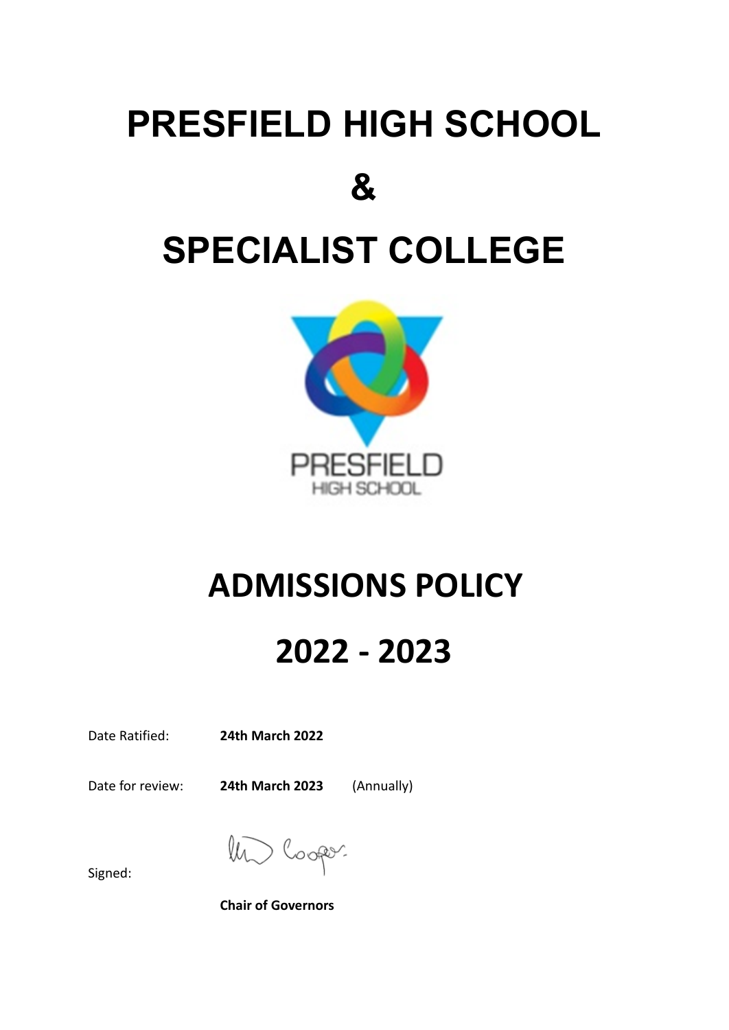# PRESFIELD HIGH SCHOOL

# &

# SPECIALIST COLLEGE

# ADMISSIONS POLICY

# 2022 - 2023

Date Ratified: **24th March 2022**

Date for review: **24th March 2023** (Annually)

Signed:

**Chair of Governors**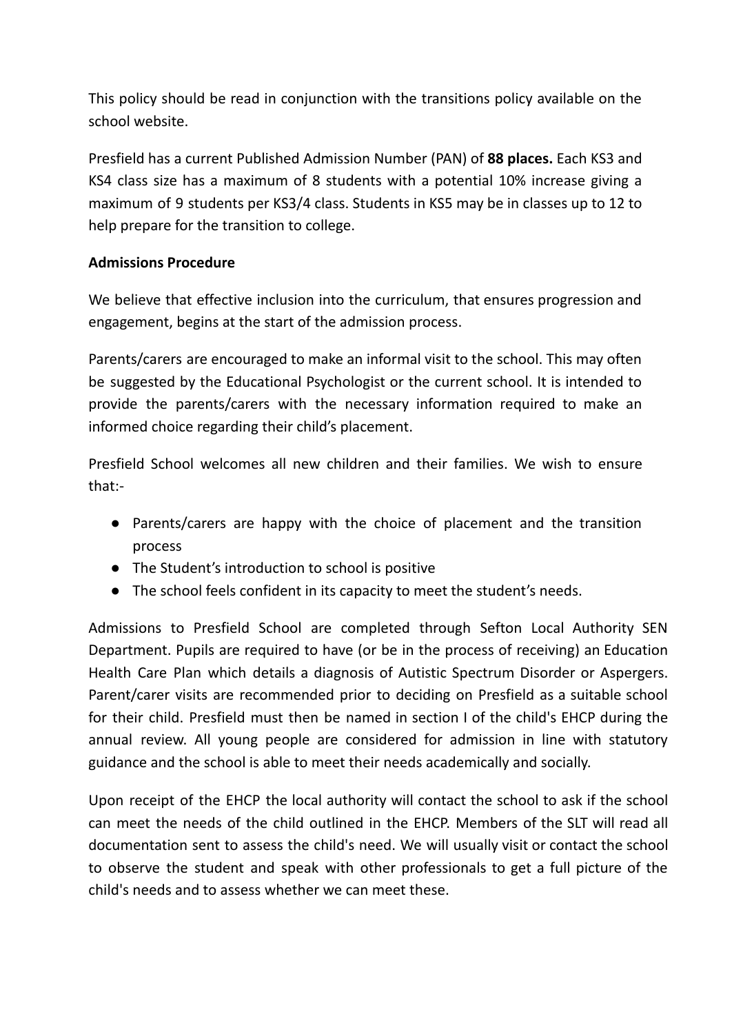This policy should be read in conjunction with the transitions policy available on the school website.

Presfield has a current Published Admission Number (PAN) of **88 places.** Each KS3 and KS4 class size has a maximum of 8 students with a potential 10% increase giving a maximum of 9 students per KS3/4 class. Students in KS5 may be in classes up to 12 to help prepare for the transition to college.

**Admissions Procedure**

We believe that effective inclusion into the curriculum, that ensures progression and engagement, begins at the start of the admission process.

Parents/carers are encouraged to make an informal visit to the school. This may often be suggested by the Educational Psychologist or the current school. It is intended to provide the parents/carers with the necessary information required to make an informed choice regarding their child's placement.

Presfield School welcomes all new children and their families. We wish to ensure that:-

- Parents/carers are happy with the choice of placement and the transition process
- The Student's introduction to school is positive
- The school feels confident in its capacity to meet the student's needs.

Admissions to Presfield School are completed through Sefton Local Authority SEN Department. Pupils are required to have (or be in the process of receiving) an Education Health Care Plan which details a diagnosis of Autistic Spectrum Disorder or Aspergers. Parent/carer visits are recommended prior to deciding on Presfield as a suitable school for their child. Presfield must then be named in section I of the child's EHCP during the annual review. All young people are considered for admission in line with statutory guidance and the school is able to meet their needs academically and socially.

Upon receipt of the EHCP the local authority will contact the school to ask if the school can meet the needs of the child outlined in the EHCP. Members of the SLT will read all documentation sent to assess the child's need. We will usually visit or contact the school to observe the student and speak with other professionals to get a full picture of the child's needs and to assess whether we can meet these.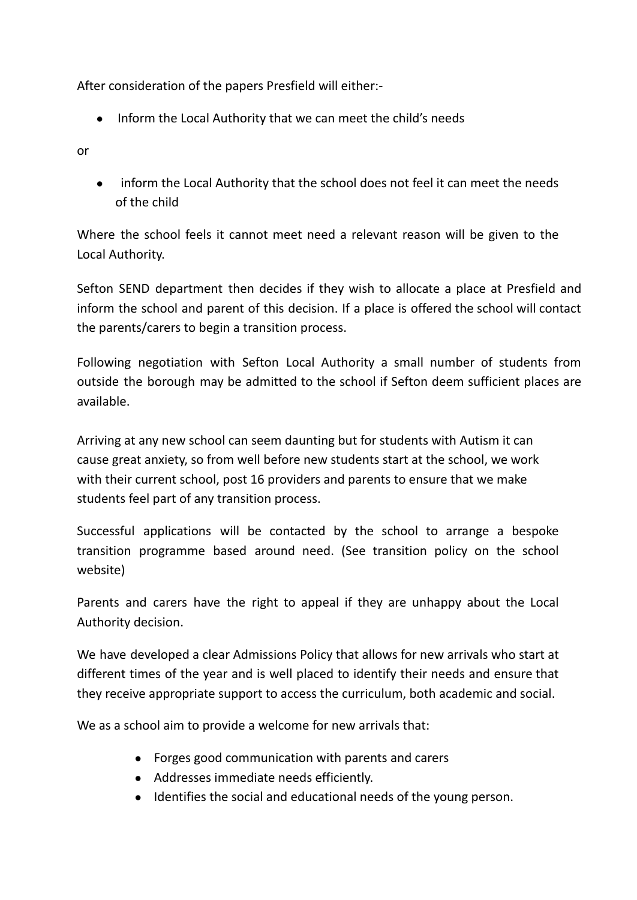After consideration of the papers Presfield will either:-

- Inform the Local Authority that we can meet the child's needs

or

- inform the Local Authority that the school does not feel it can meet the needs of the child

Where the school feels it cannot meet need a relevant reason will be given to the Local Authority.

Sefton SEND department then decides if they wish to allocate a place at Presfield and inform the school and parent of this decision. If a place is offered the school will contact the parents/carers to begin a transition process.

Following negotiation with Sefton Local Authority a small number of students from outside the borough may be admitted to the school if Sefton deem sufficient places are available.

Arriving at any new school can seem daunting but for students with Autism it can cause great anxiety, so from well before new students start at the school, we work with their current school, post 16 providers and parents to ensure that we make students feel part of any transition process.

Successful applications will be contacted by the school to arrange a bespoke transition programme based around need. (See transition policy on the school website)

Parents and carers have the right to appeal if they are unhappy about the Local Authority decision.

We have developed a clear Admissions Policy that allows for new arrivals who start at different times of the year and is well placed to identify their needs and ensure that they receive appropriate support to access the curriculum, both academic and social.

We as a school aim to provide a welcome for new arrivals that:

- Forges good communication with parents and carers
- Addresses immediate needs efficiently.
- Identifies the social and educational needs of the young person.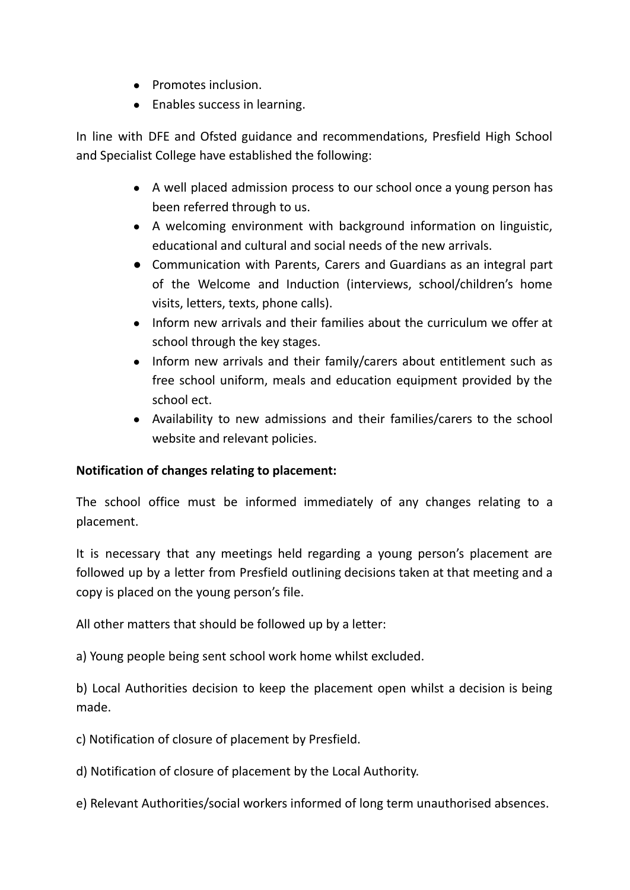- Promotes inclusion.
- Enables success in learning.

In line with DFE and Ofsted guidance and recommendations, Presfield High School and Specialist College have established the following:

- A well placed admission process to our school once a young person has been referred through to us.
- A welcoming environment with background information on linguistic, educational and cultural and social needs of the new arrivals.
- Communication with Parents, Carers and Guardians as an integral part of the Welcome and Induction (interviews, school/children's home visits, letters, texts, phone calls).
- Inform new arrivals and their families about the curriculum we offer at school through the key stages.
- Inform new arrivals and their family/carers about entitlement such as free school uniform, meals and education equipment provided by the school ect.
- Availability to new admissions and their families/carers to the school website and relevant policies.

**Notification of changes relating to placement:**

The school office must be informed immediately of any changes relating to a placement.

It is necessary that any meetings held regarding a young person's placement are followed up by a letter from Presfield outlining decisions taken at that meeting and a copy is placed on the young person's file.

All other matters that should be followed up by a letter:

a) Young people being sent school work home whilst excluded.

b) Local Authorities decision to keep the placement open whilst a decision is being made.

c) Notification of closure of placement by Presfield.

d) Notification of closure of placement by the Local Authority.

e) Relevant Authorities/social workers informed of long term unauthorised absences.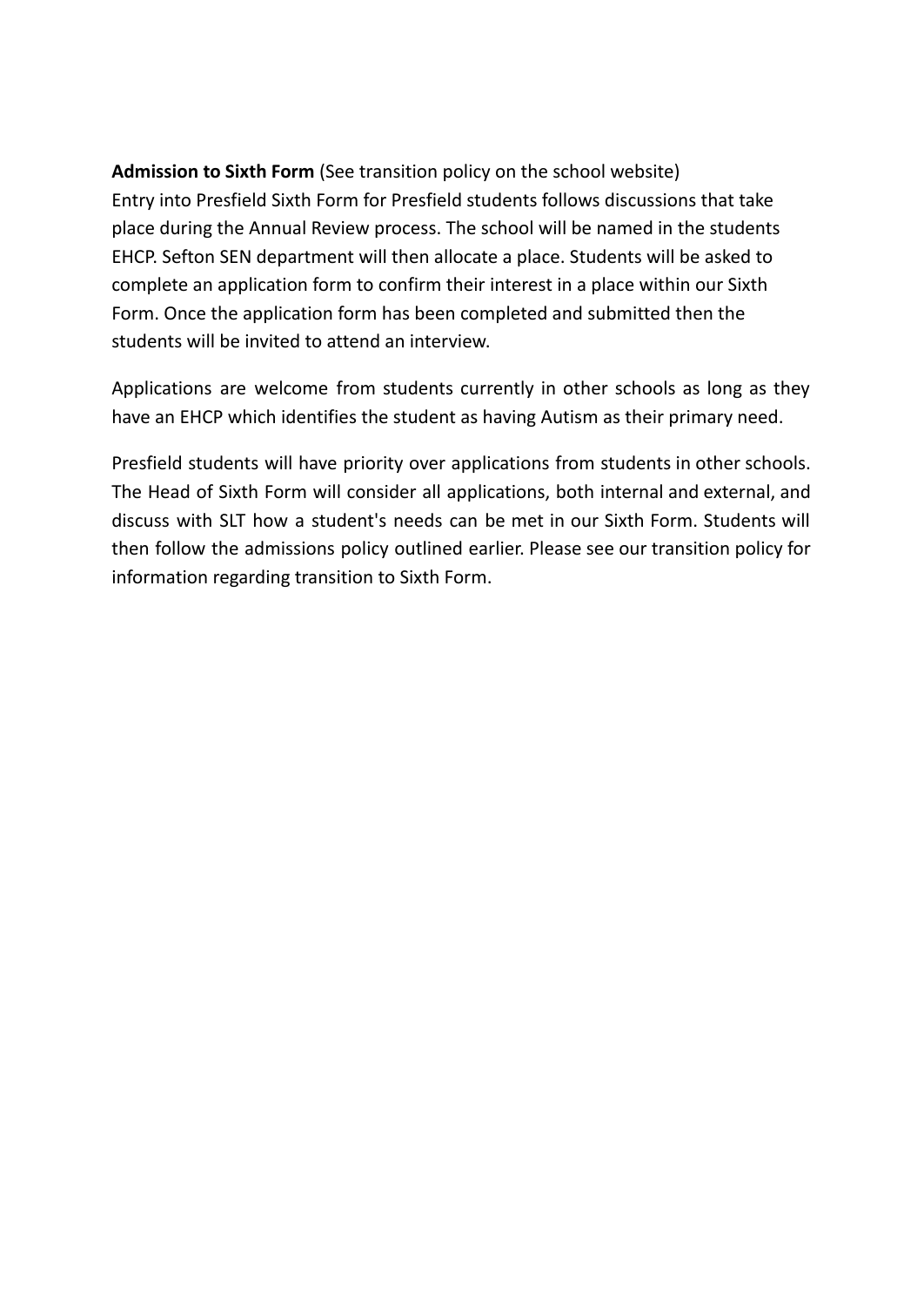**Admission to Sixth Form** (See transition policy on the school website)
Entry into Presfield Sixth Form for Presfield students follows discussions that take place during the Annual Review process. The school will be named in the students EHCP. Sefton SEN department will then allocate a place. Students will be asked to complete an application form to confirm their interest in a place within our Sixth Form. Once the application form has been completed and submitted then the students will be invited to attend an interview.

Applications are welcome from students currently in other schools as long as they have an EHCP which identifies the student as having Autism as their primary need.

Presfield students will have priority over applications from students in other schools. The Head of Sixth Form will consider all applications, both internal and external, and discuss with SLT how a student's needs can be met in our Sixth Form. Students will then follow the admissions policy outlined earlier. Please see our transition policy for information regarding transition to Sixth Form.